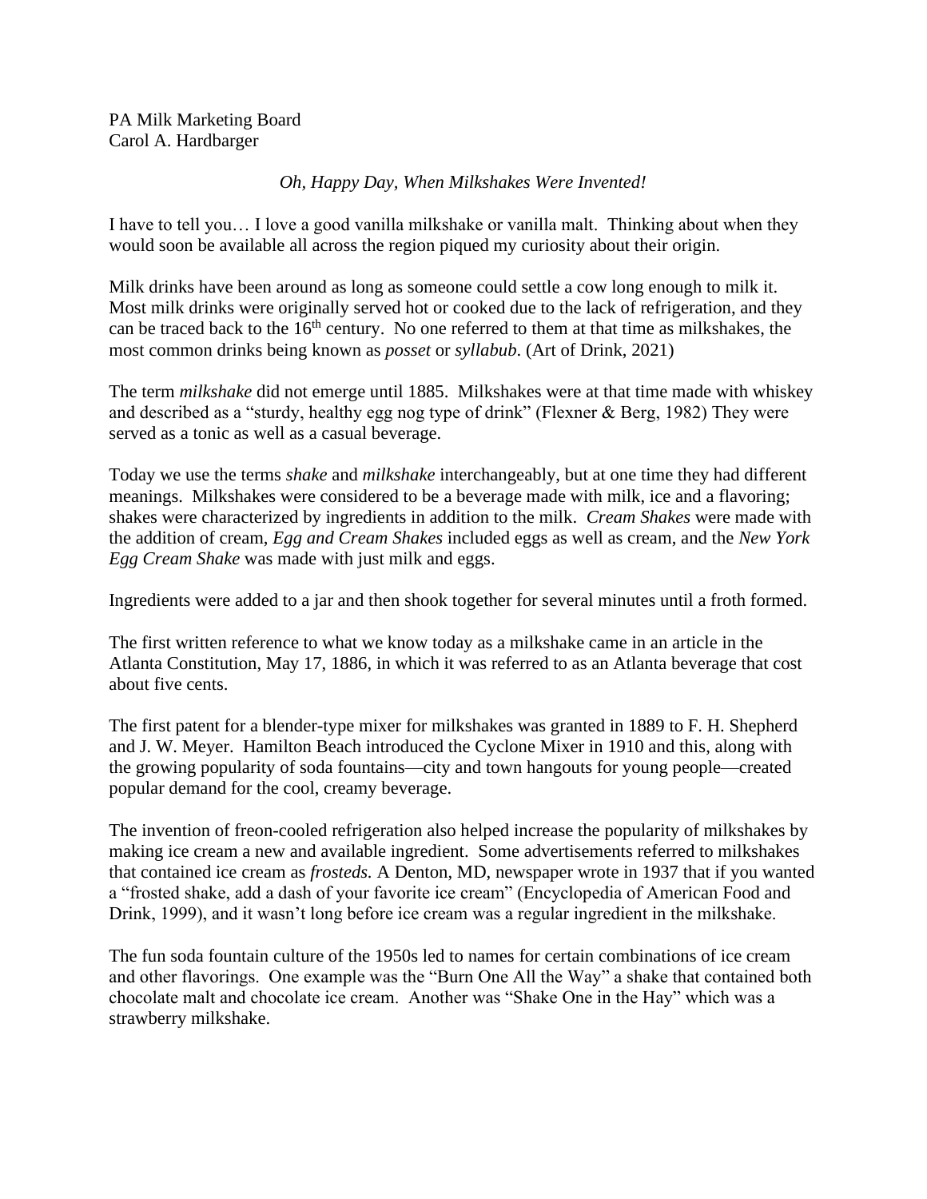PA Milk Marketing Board
Carol A. Hardbarger

*Oh, Happy Day, When Milkshakes Were Invented!*

I have to tell you… I love a good vanilla milkshake or vanilla malt. Thinking about when they would soon be available all across the region piqued my curiosity about their origin.

Milk drinks have been around as long as someone could settle a cow long enough to milk it. Most milk drinks were originally served hot or cooked due to the lack of refrigeration, and they can be traced back to the 16th century. No one referred to them at that time as milkshakes, the most common drinks being known as *posset* or *syllabub*. (Art of Drink, 2021)

The term *milkshake* did not emerge until 1885. Milkshakes were at that time made with whiskey and described as a "sturdy, healthy egg nog type of drink" (Flexner & Berg, 1982) They were served as a tonic as well as a casual beverage.

Today we use the terms *shake* and *milkshake* interchangeably, but at one time they had different meanings. Milkshakes were considered to be a beverage made with milk, ice and a flavoring; shakes were characterized by ingredients in addition to the milk. *Cream Shakes* were made with the addition of cream, *Egg and Cream Shakes* included eggs as well as cream, and the *New York Egg Cream Shake* was made with just milk and eggs.

Ingredients were added to a jar and then shook together for several minutes until a froth formed.

The first written reference to what we know today as a milkshake came in an article in the Atlanta Constitution, May 17, 1886, in which it was referred to as an Atlanta beverage that cost about five cents.

The first patent for a blender-type mixer for milkshakes was granted in 1889 to F. H. Shepherd and J. W. Meyer. Hamilton Beach introduced the Cyclone Mixer in 1910 and this, along with the growing popularity of soda fountains—city and town hangouts for young people—created popular demand for the cool, creamy beverage.

The invention of freon-cooled refrigeration also helped increase the popularity of milkshakes by making ice cream a new and available ingredient. Some advertisements referred to milkshakes that contained ice cream as *frosteds.* A Denton, MD, newspaper wrote in 1937 that if you wanted a "frosted shake, add a dash of your favorite ice cream" (Encyclopedia of American Food and Drink, 1999), and it wasn't long before ice cream was a regular ingredient in the milkshake.

The fun soda fountain culture of the 1950s led to names for certain combinations of ice cream and other flavorings. One example was the "Burn One All the Way" a shake that contained both chocolate malt and chocolate ice cream. Another was "Shake One in the Hay" which was a strawberry milkshake.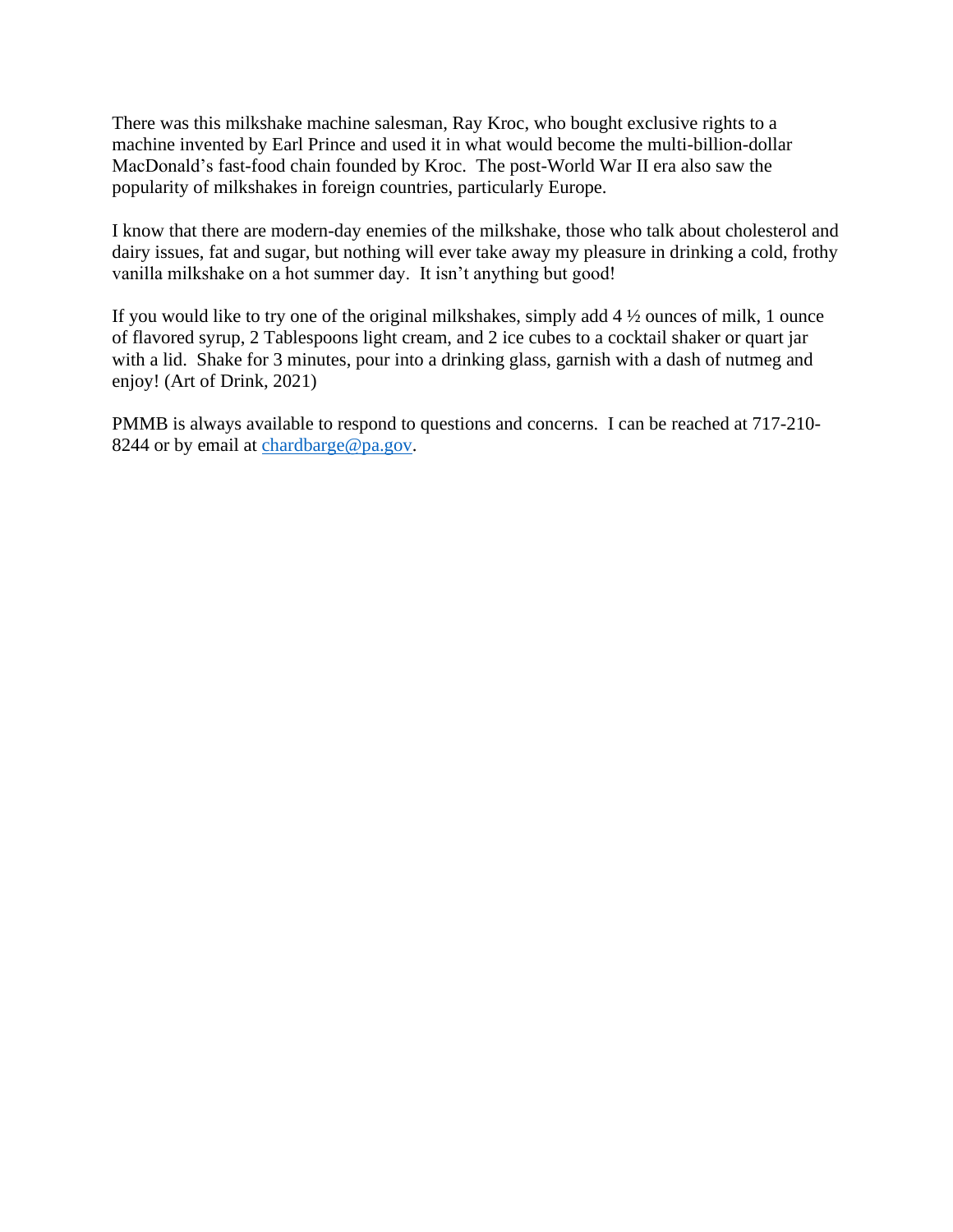There was this milkshake machine salesman, Ray Kroc, who bought exclusive rights to a machine invented by Earl Prince and used it in what would become the multi-billion-dollar MacDonald's fast-food chain founded by Kroc. The post-World War II era also saw the popularity of milkshakes in foreign countries, particularly Europe.

I know that there are modern-day enemies of the milkshake, those who talk about cholesterol and dairy issues, fat and sugar, but nothing will ever take away my pleasure in drinking a cold, frothy vanilla milkshake on a hot summer day. It isn't anything but good!

If you would like to try one of the original milkshakes, simply add 4 ½ ounces of milk, 1 ounce of flavored syrup, 2 Tablespoons light cream, and 2 ice cubes to a cocktail shaker or quart jar with a lid. Shake for 3 minutes, pour into a drinking glass, garnish with a dash of nutmeg and enjoy! (Art of Drink, 2021)

PMMB is always available to respond to questions and concerns. I can be reached at 717-210-8244 or by email at [chardbarge@pa.gov](mailto:chardbarge@pa.gov).